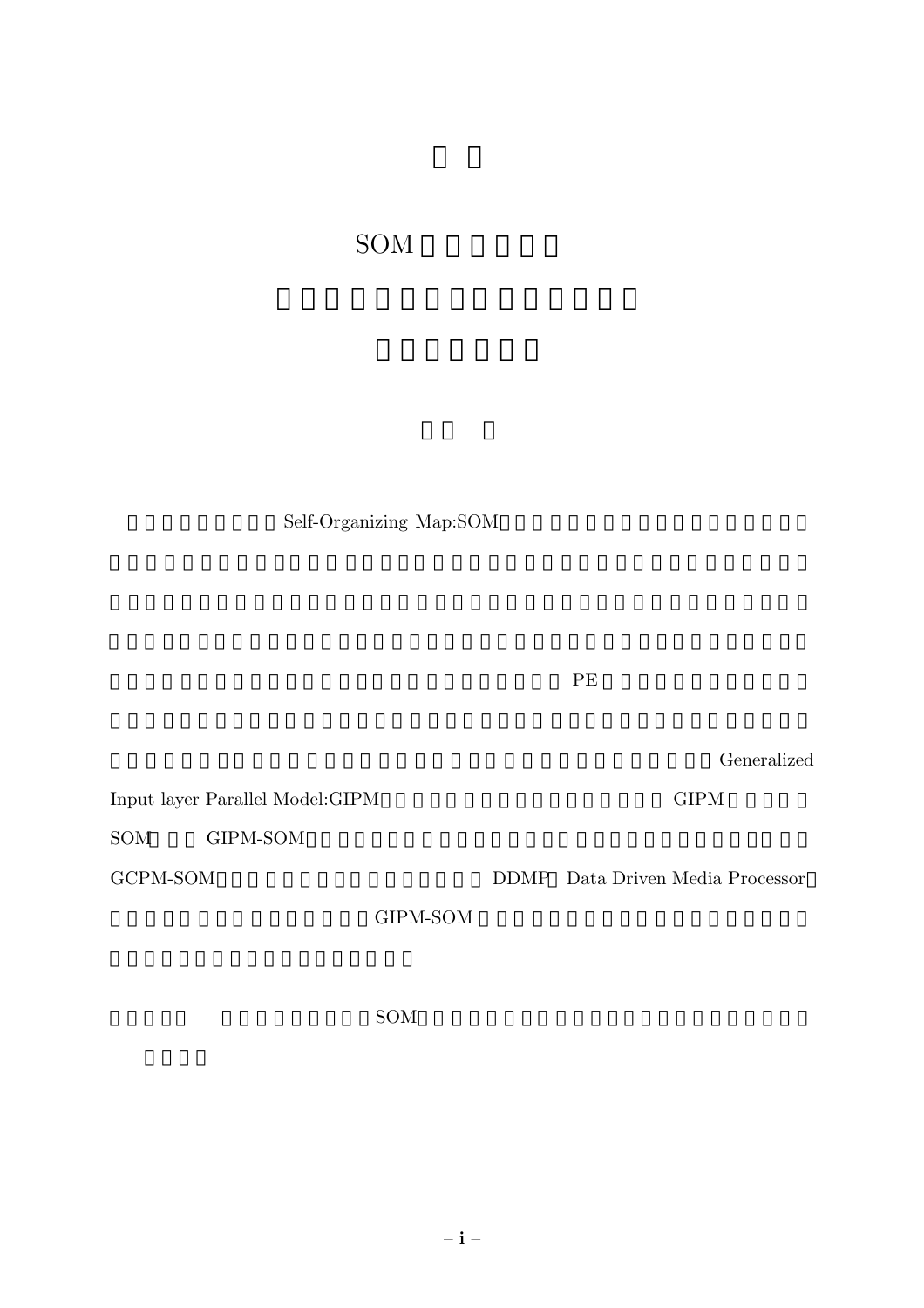SOM

Self-Organizing Map:SOM

PE

Generalized Input layer Parallel Model:GIPM GIPM SOM GIPM-SOM GCPM-SOM DDMP Data Driven Media Processor GIPM-SOM

SOM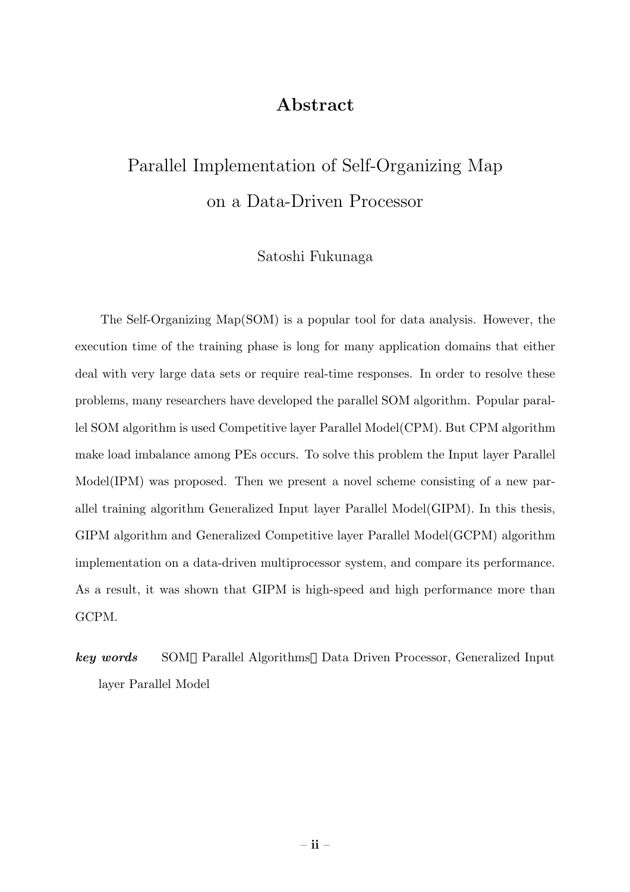# Abstract

## Parallel Implementation of Self-Organizing Map on a Data-Driven Processor

Satoshi Fukunaga

The Self-Organizing Map(SOM) is a popular tool for data analysis. However, the execution time of the training phase is long for many application domains that either deal with very large data sets or require real-time responses. In order to resolve these problems, many researchers have developed the parallel SOM algorithm. Popular parallel SOM algorithm is used Competitive layer Parallel Model(CPM). But CPM algorithm make load imbalance among PEs occurs. To solve this problem the Input layer Parallel Model(IPM) was proposed. Then we present a novel scheme consisting of a new parallel training algorithm Generalized Input layer Parallel Model(GIPM). In this thesis, GIPM algorithm and Generalized Competitive layer Parallel Model(GCPM) algorithm implementation on a data-driven multiprocessor system, and compare its performance. As a result, it was shown that GIPM is high-speed and high performance more than GCPM.

***key words*** SOM、Parallel Algorithms、Data Driven Processor, Generalized Input layer Parallel Model